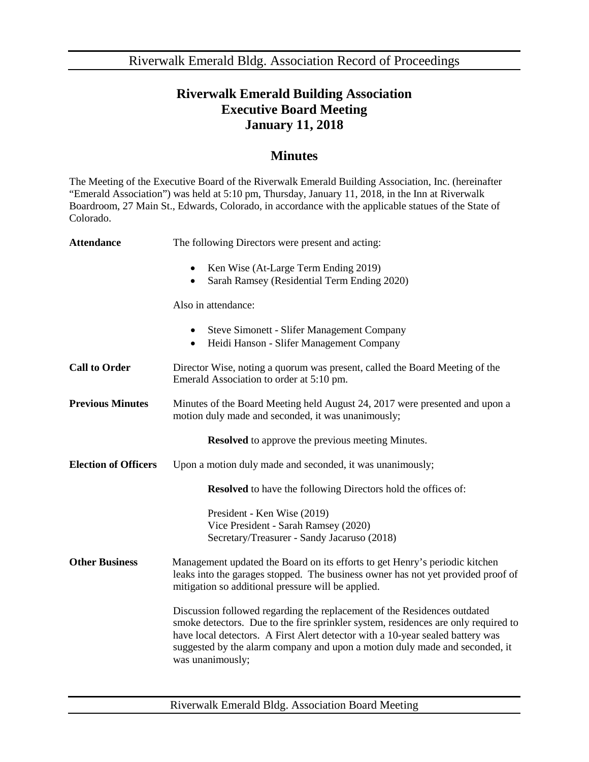# Riverwalk Emerald Building Association
# Executive Board Meeting
# January 11, 2018

## Minutes

The Meeting of the Executive Board of the Riverwalk Emerald Building Association, Inc. (hereinafter "Emerald Association") was held at 5:10 pm, Thursday, January 11, 2018, in the Inn at Riverwalk Boardroom, 27 Main St., Edwards, Colorado, in accordance with the applicable statues of the State of Colorado.

**Attendance**

The following Directors were present and acting:

- Ken Wise (At-Large Term Ending 2019)
- Sarah Ramsey (Residential Term Ending 2020)

Also in attendance:

- Steve Simonett - Slifer Management Company
- Heidi Hanson - Slifer Management Company

**Call to Order**

Director Wise, noting a quorum was present, called the Board Meeting of the Emerald Association to order at 5:10 pm.

**Previous Minutes**

Minutes of the Board Meeting held August 24, 2017 were presented and upon a motion duly made and seconded, it was unanimously;

**Resolved** to approve the previous meeting Minutes.

**Election of Officers**

Upon a motion duly made and seconded, it was unanimously;

**Resolved** to have the following Directors hold the offices of:

President - Ken Wise (2019)
Vice President - Sarah Ramsey (2020)
Secretary/Treasurer - Sandy Jacaruso (2018)

**Other Business**

Management updated the Board on its efforts to get Henry's periodic kitchen leaks into the garages stopped. The business owner has not yet provided proof of mitigation so additional pressure will be applied.

Discussion followed regarding the replacement of the Residences outdated smoke detectors. Due to the fire sprinkler system, residences are only required to have local detectors. A First Alert detector with a 10-year sealed battery was suggested by the alarm company and upon a motion duly made and seconded, it was unanimously;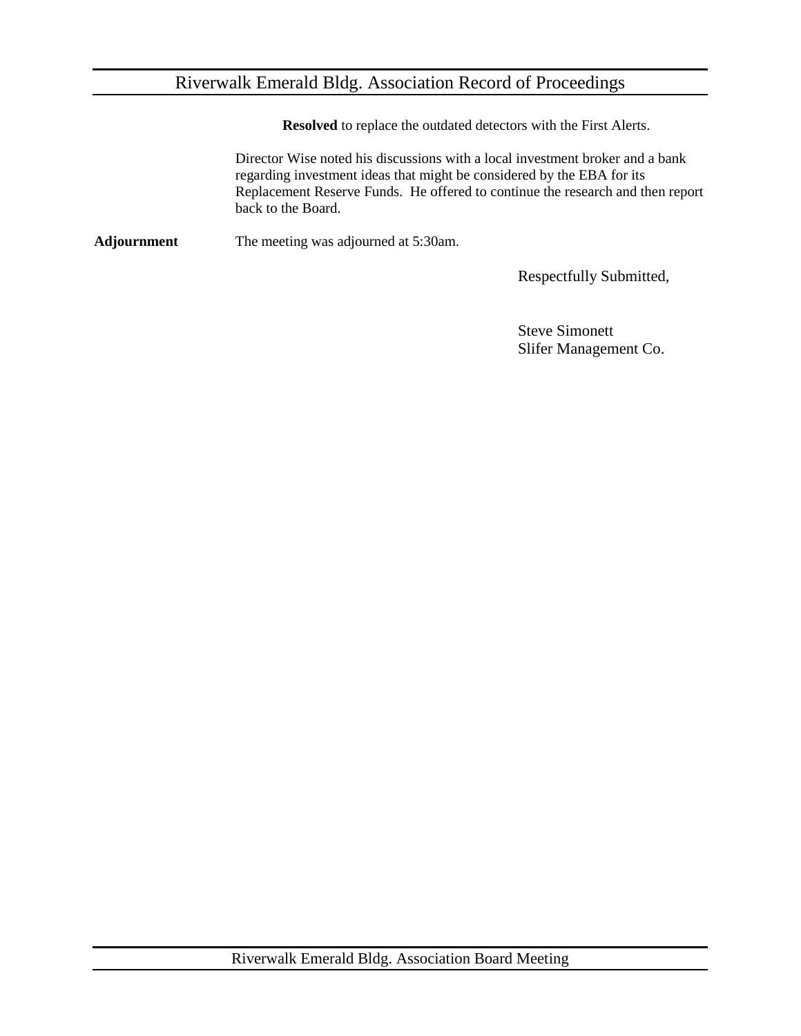**Resolved** to replace the outdated detectors with the First Alerts.

Director Wise noted his discussions with a local investment broker and a bank regarding investment ideas that might be considered by the EBA for its Replacement Reserve Funds. He offered to continue the research and then report back to the Board.

**Adjournment** The meeting was adjourned at 5:30am.

Respectfully Submitted,

Steve Simonett
Slifer Management Co.